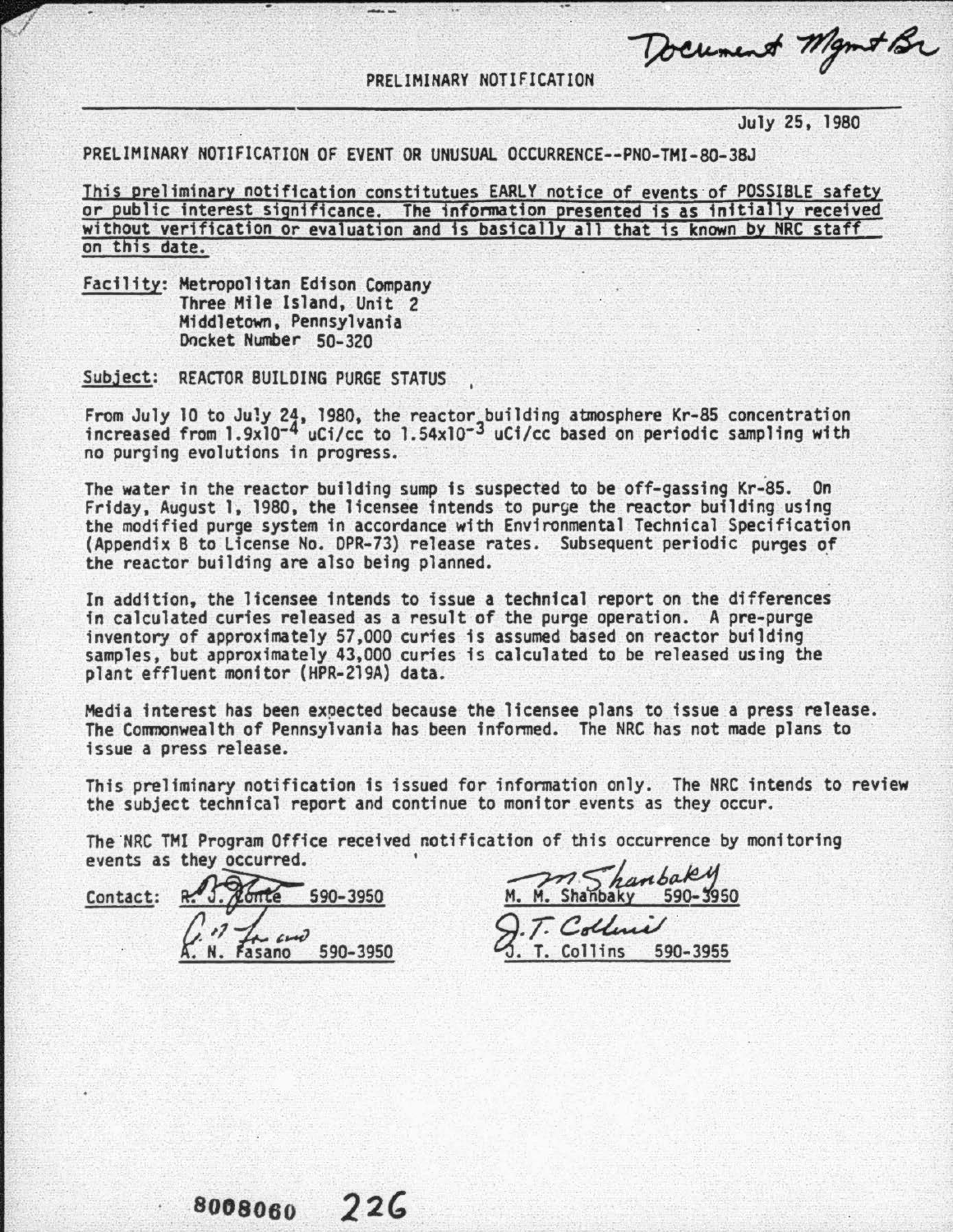Document Mgmt Br

PRELIMINARY NOTIFICATION

July 25, 1980

PRELIMINARY NOTIFICATION OF EVENT OR UNUSUAL OCCURRENCE--PNO-TMI-80-38J

This preliminary notification constitutues EARLY notice of events of POSSIBLE safety or public interest significance. The information presented is as initially received without verification or evaluation and is basically all that is known by NRC staff on this date.

Facility: Metropolitan Edison Company
Three Mile Island, Unit 2
Middletown, Pennsylvania
Docket Number 50-320

Subject: REACTOR BUILDING PURGE STATUS

From July 10 to July 24, 1980, the reactor building atmosphere Kr-85 concentration increased from $1.9 \times 10^{-4}$ uCi/cc to $1.54 \times 10^{-3}$ uCi/cc based on periodic sampling with no purging evolutions in progress.

The water in the reactor building sump is suspected to be off-gassing Kr-85. On Friday, August 1, 1980, the licensee intends to purge the reactor building using the modified purge system in accordance with Environmental Technical Specification (Appendix B to License No. DPR-73) release rates. Subsequent periodic purges of the reactor building are also being planned.

In addition, the licensee intends to issue a technical report on the differences in calculated curies released as a result of the purge operation. A pre-purge inventory of approximately 57,000 curies is assumed based on reactor building samples, but approximately 43,000 curies is calculated to be released using the plant effluent monitor (HPR-219A) data.

Media interest has been expected because the licensee plans to issue a press release. The Commonwealth of Pennsylvania has been informed. The NRC has not made plans to issue a press release.

This preliminary notification is issued for information only. The NRC intends to review the subject technical report and continue to monitor events as they occur.

The NRC TMI Program Office received notification of this occurrence by monitoring events as they occurred.

Contact: R. J. Conte 590-3950 M. M. Shanbaky 590-3950
A. N. Fasano 590-3950 J. T. Collins 590-3955

8008060 226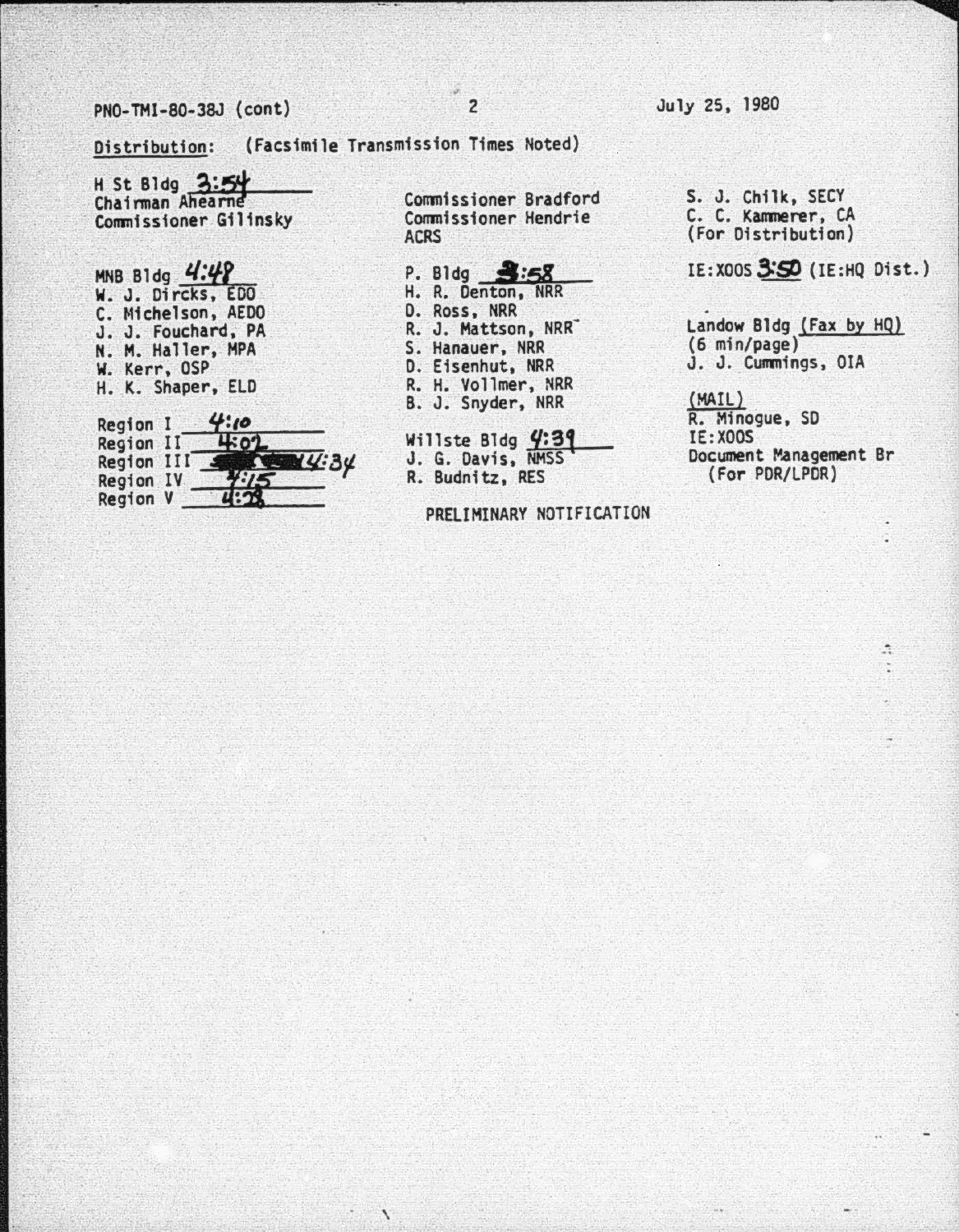PNO-TMI-80-38J (cont)

July 25, 1980

Distribution: (Facsimile Transmission Times Noted)

H St Bldg 3:54
Chairman Ahearne
Commissioner Gilinsky
Commissioner Bradford
Commissioner Hendrie
ACRS

S. J. Chilk, SECY
C. C. Kammerer, CA
(For Distribution)

MNB Bldg 4:48
W. J. Dircks, EDO
C. Michelson, AEDO
J. J. Fouchard, PA
N. M. Haller, MPA
W. Kerr, OSP
H. K. Shaper, ELD

P. Bldg 3:58
H. R. Denton, NRR
D. Ross, NRR
R. J. Mattson, NRR
S. Hanauer, NRR
D. Eisenhut, NRR
R. H. Vollmer, NRR
B. J. Snyder, NRR

IE:XOOS 3:50 (IE:HQ Dist.)

Landow Bldg (Fax by HQ)
(6 min/page)
J. J. Cummings, OIA

Region I 4:10
Region II 4:02
Region III 4:34
Region IV 4:15
Region V 4:28

Willste Bldg 4:39
J. G. Davis, NMSS
R. Budnitz, RES

(MAIL)
R. Minogue, SD
IE:XOOS
Document Management Br
(For PDR/LPDR)

PRELIMINARY NOTIFICATION